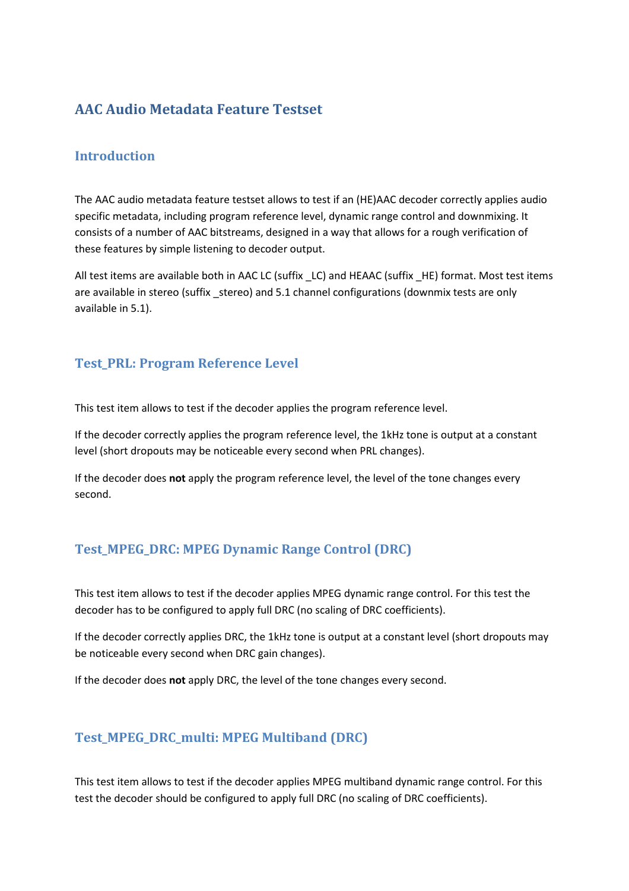# AAC Audio Metadata Feature Testset

## Introduction

The AAC audio metadata feature testset allows to test if an (HE)AAC decoder correctly applies audio specific metadata, including program reference level, dynamic range control and downmixing. It consists of a number of AAC bitstreams, designed in a way that allows for a rough verification of these features by simple listening to decoder output.

All test items are available both in AAC LC (suffix _LC) and HEAAC (suffix _HE) format. Most test items are available in stereo (suffix _stereo) and 5.1 channel configurations (downmix tests are only available in 5.1).

## Test_PRL: Program Reference Level

This test item allows to test if the decoder applies the program reference level.

If the decoder correctly applies the program reference level, the 1kHz tone is output at a constant level (short dropouts may be noticeable every second when PRL changes).

If the decoder does **not** apply the program reference level, the level of the tone changes every second.

## Test_MPEG_DRC: MPEG Dynamic Range Control (DRC)

This test item allows to test if the decoder applies MPEG dynamic range control. For this test the decoder has to be configured to apply full DRC (no scaling of DRC coefficients).

If the decoder correctly applies DRC, the 1kHz tone is output at a constant level (short dropouts may be noticeable every second when DRC gain changes).

If the decoder does **not** apply DRC, the level of the tone changes every second.

## Test_MPEG_DRC_multi: MPEG Multiband (DRC)

This test item allows to test if the decoder applies MPEG multiband dynamic range control. For this test the decoder should be configured to apply full DRC (no scaling of DRC coefficients).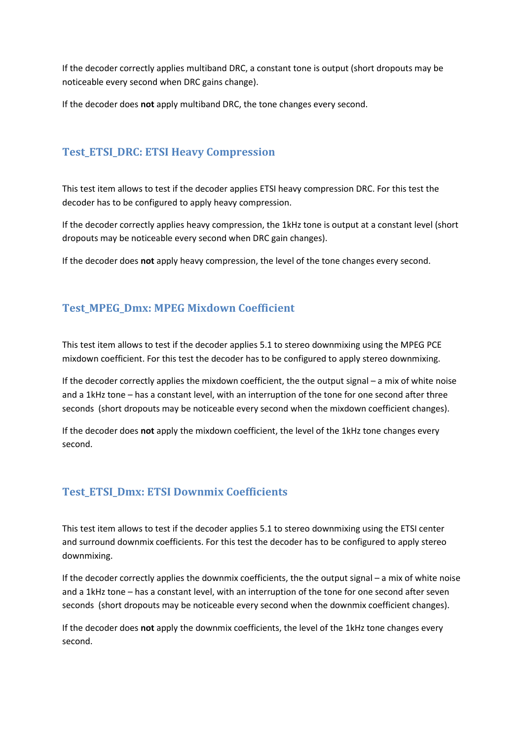If the decoder correctly applies multiband DRC, a constant tone is output (short dropouts may be noticeable every second when DRC gains change).

If the decoder does **not** apply multiband DRC, the tone changes every second.

## Test_ETSI_DRC: ETSI Heavy Compression

This test item allows to test if the decoder applies ETSI heavy compression DRC. For this test the decoder has to be configured to apply heavy compression.

If the decoder correctly applies heavy compression, the 1kHz tone is output at a constant level (short dropouts may be noticeable every second when DRC gain changes).

If the decoder does **not** apply heavy compression, the level of the tone changes every second.

## Test_MPEG_Dmx: MPEG Mixdown Coefficient

This test item allows to test if the decoder applies 5.1 to stereo downmixing using the MPEG PCE mixdown coefficient. For this test the decoder has to be configured to apply stereo downmixing.

If the decoder correctly applies the mixdown coefficient, the the output signal – a mix of white noise and a 1kHz tone – has a constant level, with an interruption of the tone for one second after three seconds (short dropouts may be noticeable every second when the mixdown coefficient changes).

If the decoder does **not** apply the mixdown coefficient, the level of the 1kHz tone changes every second.

## Test_ETSI_Dmx: ETSI Downmix Coefficients

This test item allows to test if the decoder applies 5.1 to stereo downmixing using the ETSI center and surround downmix coefficients. For this test the decoder has to be configured to apply stereo downmixing.

If the decoder correctly applies the downmix coefficients, the the output signal – a mix of white noise and a 1kHz tone – has a constant level, with an interruption of the tone for one second after seven seconds (short dropouts may be noticeable every second when the downmix coefficient changes).

If the decoder does **not** apply the downmix coefficients, the level of the 1kHz tone changes every second.